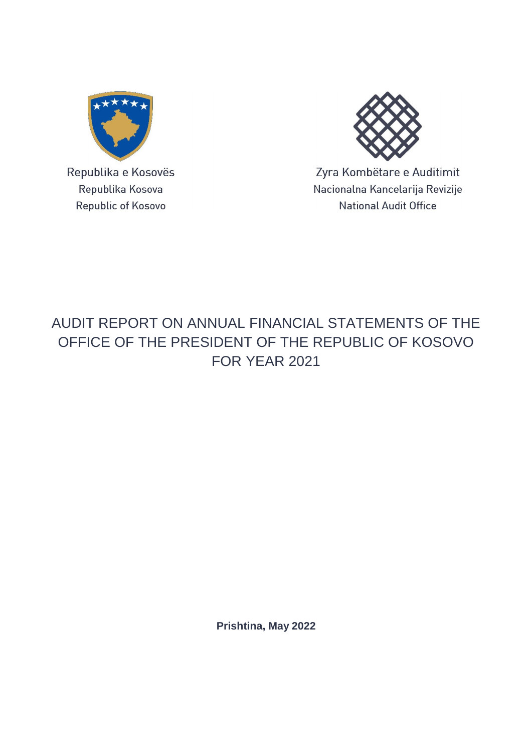Republika e Kosovës
Republika Kosova
Republic of Kosovo

Zyra Kombëtare e Auditimit
Nacionalna Kancelarija Revizije
National Audit Office

# AUDIT REPORT ON ANNUAL FINANCIAL STATEMENTS OF THE OFFICE OF THE PRESIDENT OF THE REPUBLIC OF KOSOVO FOR YEAR 2021

**Prishtina, May 2022**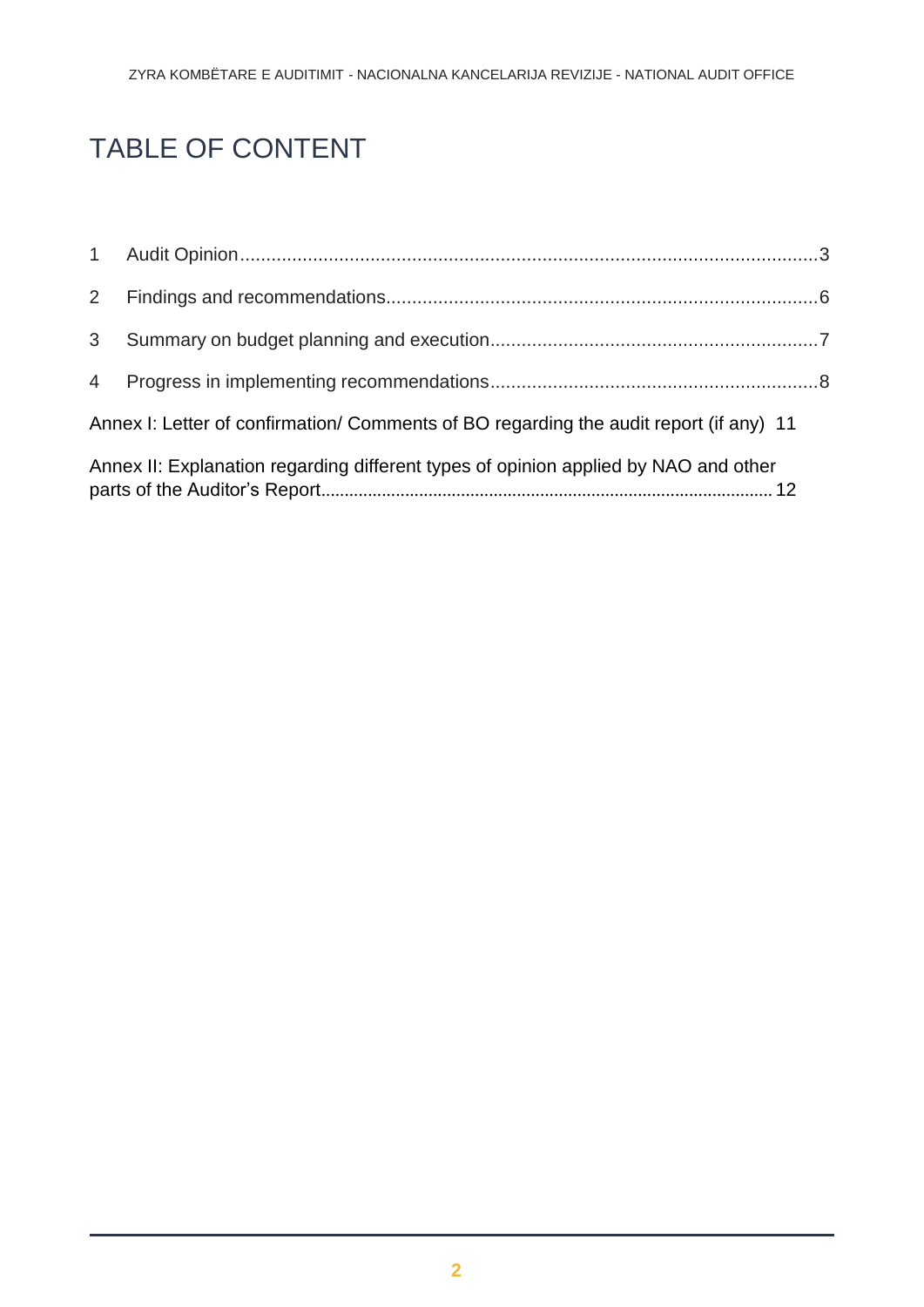# TABLE OF CONTENT

1 Audit Opinion....................................................................................................3

2 Findings and recommendations...................................................................................6

3 Summary on budget planning and execution...............................................................7

4 Progress in implementing recommendations..............................................................8

Annex I: Letter of confirmation/ Comments of BO regarding the audit report (if any) 11

Annex II: Explanation regarding different types of opinion applied by NAO and other parts of the Auditor's Report.............................................................................................12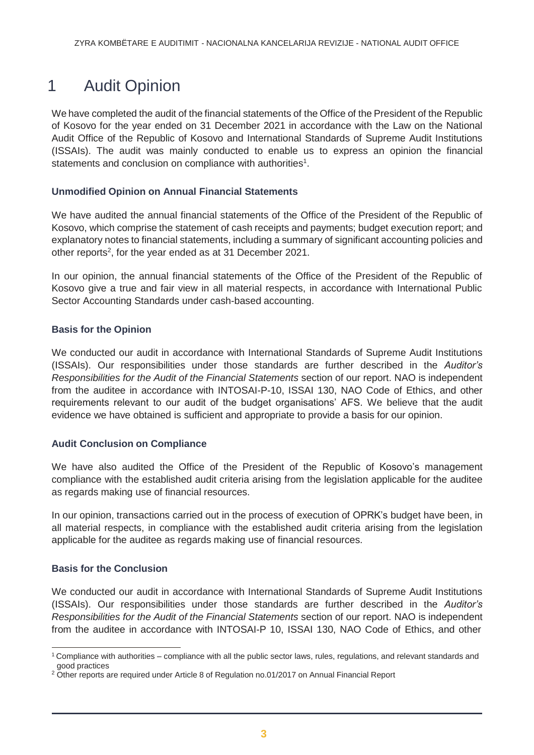# 1 Audit Opinion

We have completed the audit of the financial statements of the Office of the President of the Republic of Kosovo for the year ended on 31 December 2021 in accordance with the Law on the National Audit Office of the Republic of Kosovo and International Standards of Supreme Audit Institutions (ISSAIs). The audit was mainly conducted to enable us to express an opinion the financial statements and conclusion on compliance with authorities[1].

**Unmodified Opinion on Annual Financial Statements**

We have audited the annual financial statements of the Office of the President of the Republic of Kosovo, which comprise the statement of cash receipts and payments; budget execution report; and explanatory notes to financial statements, including a summary of significant accounting policies and other reports[2], for the year ended as at 31 December 2021.

In our opinion, the annual financial statements of the Office of the President of the Republic of Kosovo give a true and fair view in all material respects, in accordance with International Public Sector Accounting Standards under cash-based accounting.

**Basis for the Opinion**

We conducted our audit in accordance with International Standards of Supreme Audit Institutions (ISSAIs). Our responsibilities under those standards are further described in the *Auditor's Responsibilities for the Audit of the Financial Statements* section of our report. NAO is independent from the auditee in accordance with INTOSAI-P-10, ISSAI 130, NAO Code of Ethics, and other requirements relevant to our audit of the budget organisations' AFS. We believe that the audit evidence we have obtained is sufficient and appropriate to provide a basis for our opinion.

**Audit Conclusion on Compliance**

We have also audited the Office of the President of the Republic of Kosovo's management compliance with the established audit criteria arising from the legislation applicable for the auditee as regards making use of financial resources.

In our opinion, transactions carried out in the process of execution of OPRK's budget have been, in all material respects, in compliance with the established audit criteria arising from the legislation applicable for the auditee as regards making use of financial resources.

**Basis for the Conclusion**

We conducted our audit in accordance with International Standards of Supreme Audit Institutions (ISSAIs). Our responsibilities under those standards are further described in the *Auditor's Responsibilities for the Audit of the Financial Statements* section of our report. NAO is independent from the auditee in accordance with INTOSAI-P 10, ISSAI 130, NAO Code of Ethics, and other

---

[1] Compliance with authorities – compliance with all the public sector laws, rules, regulations, and relevant standards and good practices

[2] Other reports are required under Article 8 of Regulation no.01/2017 on Annual Financial Report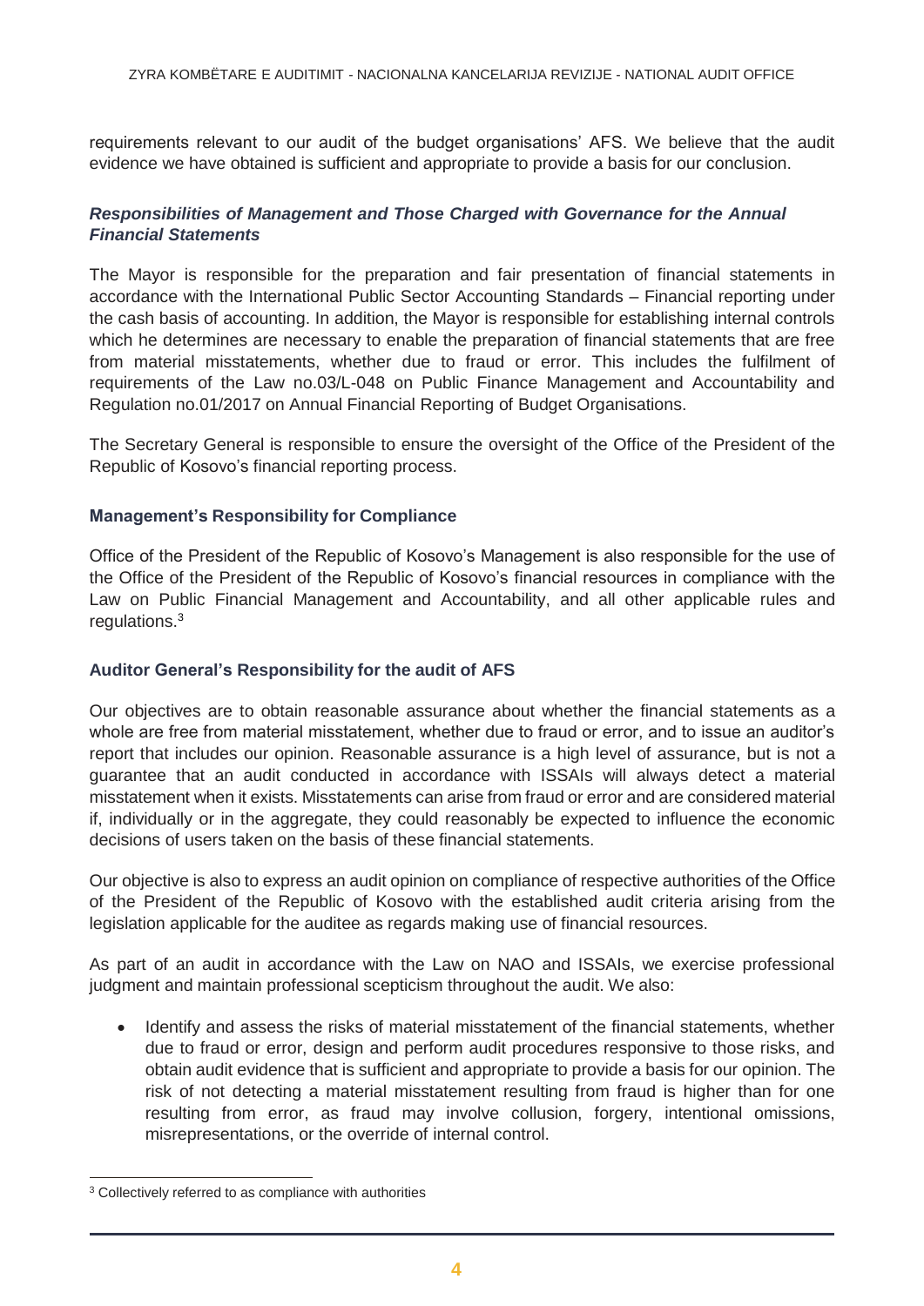requirements relevant to our audit of the budget organisations' AFS. We believe that the audit evidence we have obtained is sufficient and appropriate to provide a basis for our conclusion.

### *Responsibilities of Management and Those Charged with Governance for the Annual Financial Statements*

The Mayor is responsible for the preparation and fair presentation of financial statements in accordance with the International Public Sector Accounting Standards – Financial reporting under the cash basis of accounting. In addition, the Mayor is responsible for establishing internal controls which he determines are necessary to enable the preparation of financial statements that are free from material misstatements, whether due to fraud or error. This includes the fulfilment of requirements of the Law no.03/L-048 on Public Finance Management and Accountability and Regulation no.01/2017 on Annual Financial Reporting of Budget Organisations.

The Secretary General is responsible to ensure the oversight of the Office of the President of the Republic of Kosovo's financial reporting process.

### Management's Responsibility for Compliance

Office of the President of the Republic of Kosovo's Management is also responsible for the use of the Office of the President of the Republic of Kosovo's financial resources in compliance with the Law on Public Financial Management and Accountability, and all other applicable rules and regulations.[3]

### Auditor General's Responsibility for the audit of AFS

Our objectives are to obtain reasonable assurance about whether the financial statements as a whole are free from material misstatement, whether due to fraud or error, and to issue an auditor's report that includes our opinion. Reasonable assurance is a high level of assurance, but is not a guarantee that an audit conducted in accordance with ISSAIs will always detect a material misstatement when it exists. Misstatements can arise from fraud or error and are considered material if, individually or in the aggregate, they could reasonably be expected to influence the economic decisions of users taken on the basis of these financial statements.

Our objective is also to express an audit opinion on compliance of respective authorities of the Office of the President of the Republic of Kosovo with the established audit criteria arising from the legislation applicable for the auditee as regards making use of financial resources.

As part of an audit in accordance with the Law on NAO and ISSAIs, we exercise professional judgment and maintain professional scepticism throughout the audit. We also:

- Identify and assess the risks of material misstatement of the financial statements, whether due to fraud or error, design and perform audit procedures responsive to those risks, and obtain audit evidence that is sufficient and appropriate to provide a basis for our opinion. The risk of not detecting a material misstatement resulting from fraud is higher than for one resulting from error, as fraud may involve collusion, forgery, intentional omissions, misrepresentations, or the override of internal control.

---

[3] Collectively referred to as compliance with authorities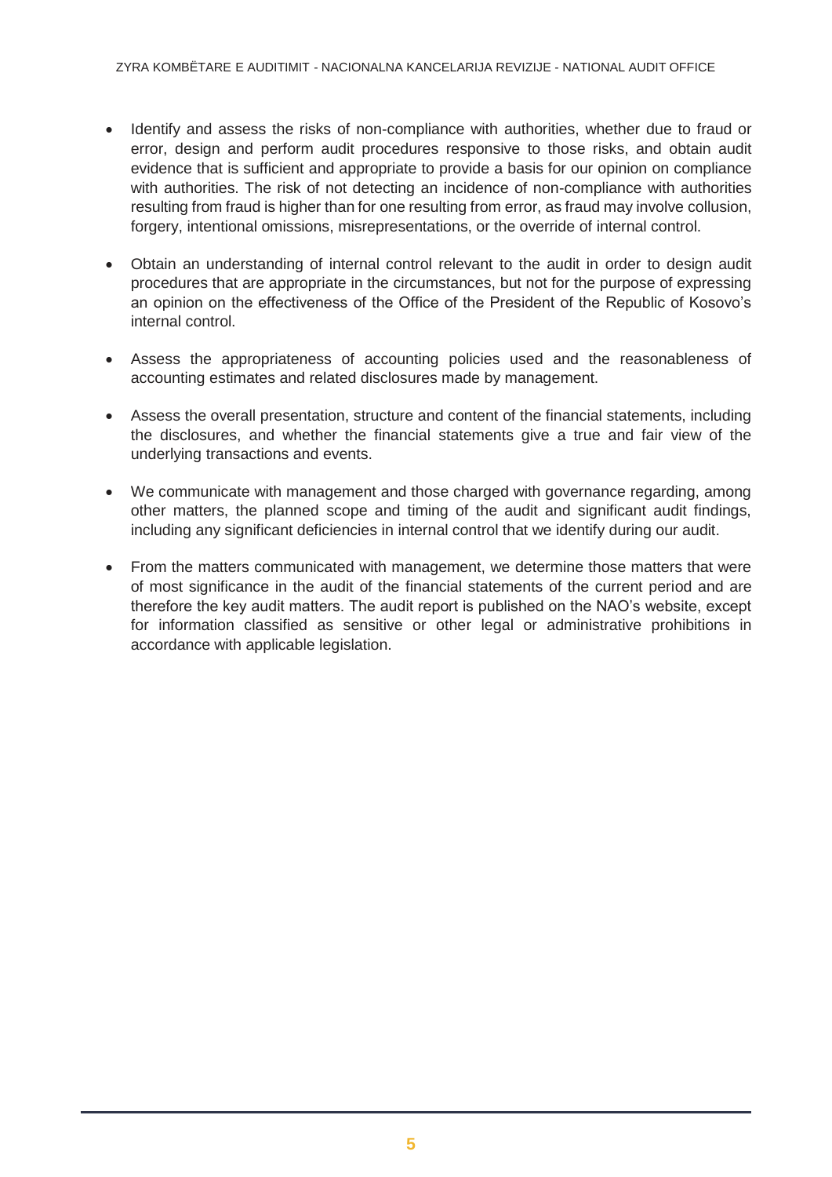- Identify and assess the risks of non-compliance with authorities, whether due to fraud or error, design and perform audit procedures responsive to those risks, and obtain audit evidence that is sufficient and appropriate to provide a basis for our opinion on compliance with authorities. The risk of not detecting an incidence of non-compliance with authorities resulting from fraud is higher than for one resulting from error, as fraud may involve collusion, forgery, intentional omissions, misrepresentations, or the override of internal control.

- Obtain an understanding of internal control relevant to the audit in order to design audit procedures that are appropriate in the circumstances, but not for the purpose of expressing an opinion on the effectiveness of the Office of the President of the Republic of Kosovo's internal control.

- Assess the appropriateness of accounting policies used and the reasonableness of accounting estimates and related disclosures made by management.

- Assess the overall presentation, structure and content of the financial statements, including the disclosures, and whether the financial statements give a true and fair view of the underlying transactions and events.

- We communicate with management and those charged with governance regarding, among other matters, the planned scope and timing of the audit and significant audit findings, including any significant deficiencies in internal control that we identify during our audit.

- From the matters communicated with management, we determine those matters that were of most significance in the audit of the financial statements of the current period and are therefore the key audit matters. The audit report is published on the NAO's website, except for information classified as sensitive or other legal or administrative prohibitions in accordance with applicable legislation.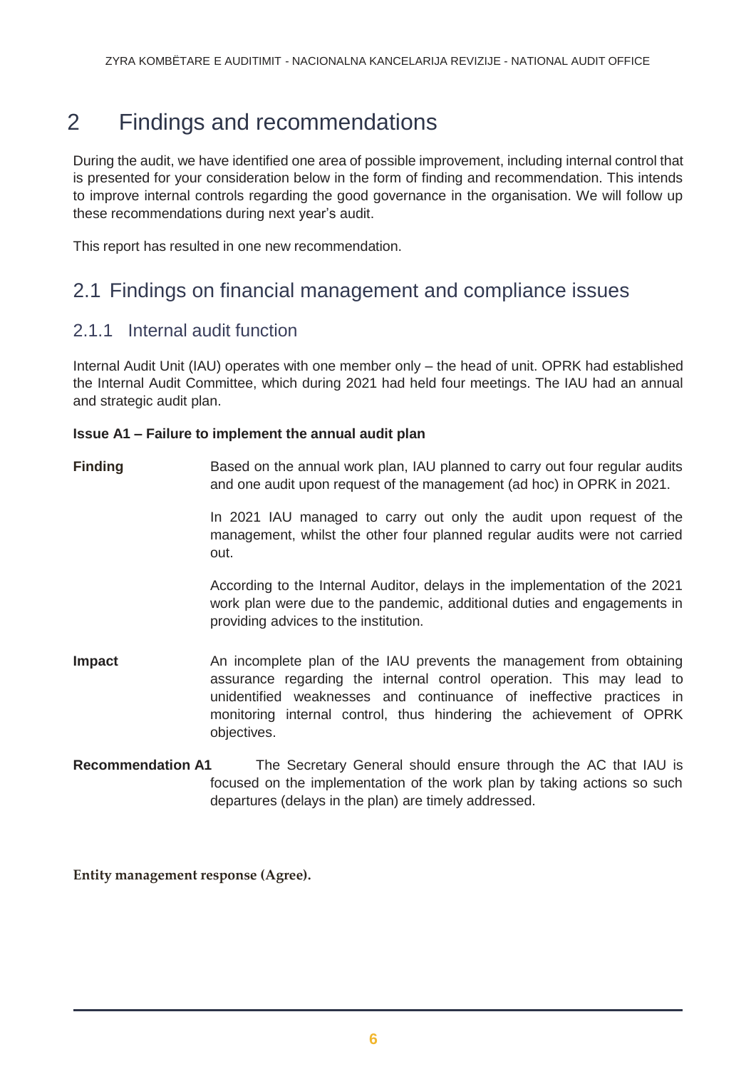# 2 Findings and recommendations

During the audit, we have identified one area of possible improvement, including internal control that is presented for your consideration below in the form of finding and recommendation. This intends to improve internal controls regarding the good governance in the organisation. We will follow up these recommendations during next year's audit.

This report has resulted in one new recommendation.

## 2.1 Findings on financial management and compliance issues

### 2.1.1 Internal audit function

Internal Audit Unit (IAU) operates with one member only – the head of unit. OPRK had established the Internal Audit Committee, which during 2021 had held four meetings. The IAU had an annual and strategic audit plan.

**Issue A1 – Failure to implement the annual audit plan**

**Finding**

Based on the annual work plan, IAU planned to carry out four regular audits and one audit upon request of the management (ad hoc) in OPRK in 2021.

In 2021 IAU managed to carry out only the audit upon request of the management, whilst the other four planned regular audits were not carried out.

According to the Internal Auditor, delays in the implementation of the 2021 work plan were due to the pandemic, additional duties and engagements in providing advices to the institution.

**Impact**

An incomplete plan of the IAU prevents the management from obtaining assurance regarding the internal control operation. This may lead to unidentified weaknesses and continuance of ineffective practices in monitoring internal control, thus hindering the achievement of OPRK objectives.

**Recommendation A1**

The Secretary General should ensure through the AC that IAU is focused on the implementation of the work plan by taking actions so such departures (delays in the plan) are timely addressed.

**Entity management response (Agree).**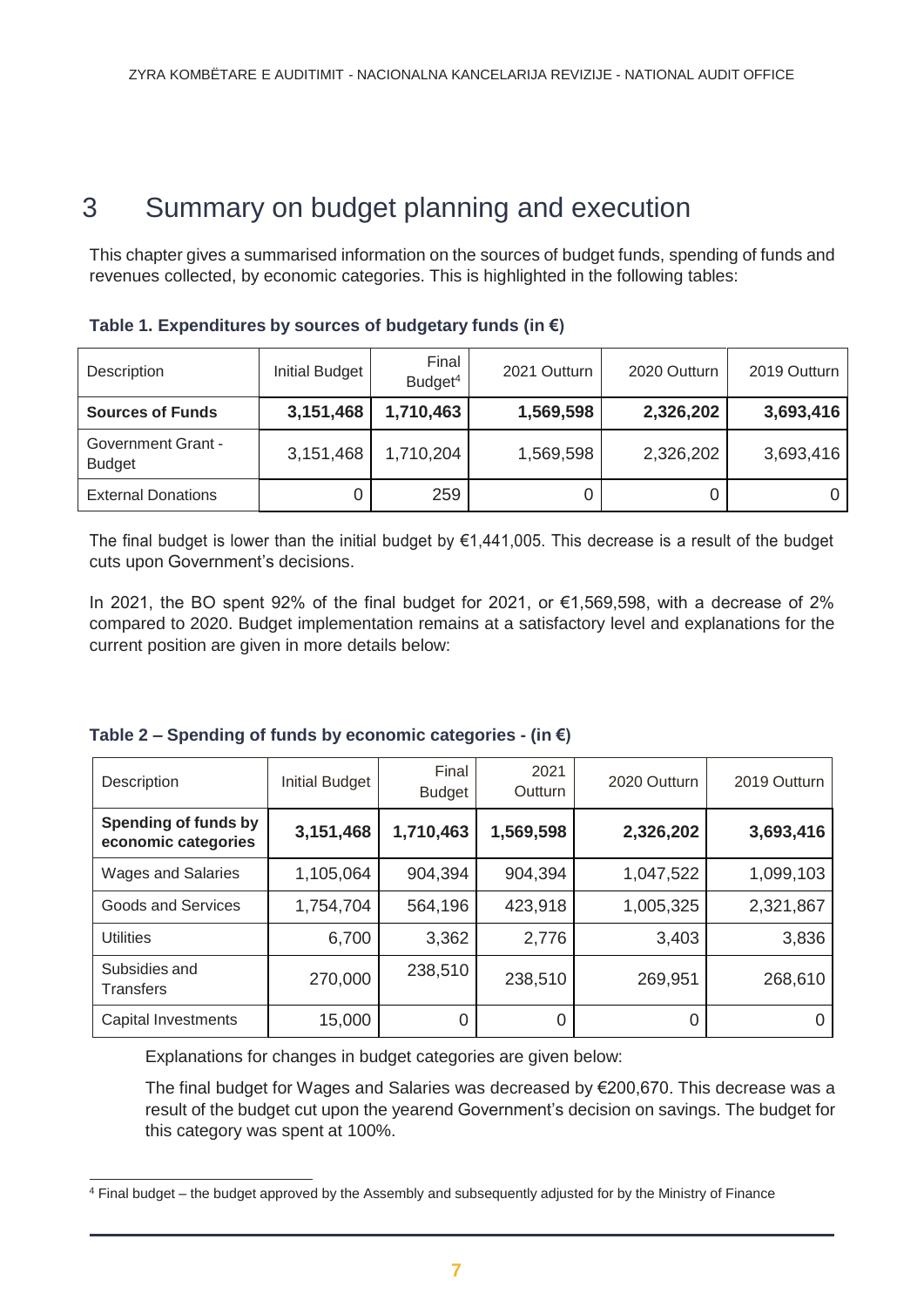# 3 Summary on budget planning and execution

This chapter gives a summarised information on the sources of budget funds, spending of funds and revenues collected, by economic categories. This is highlighted in the following tables:

**Table 1. Expenditures by sources of budgetary funds (in €)**

| Description | Initial Budget | Final Budget[4] | 2021 Outturn | 2020 Outturn | 2019 Outturn |
|---|---|---|---|---|---|
| **Sources of Funds** | **3,151,468** | **1,710,463** | **1,569,598** | **2,326,202** | **3,693,416** |
| Government Grant - Budget | 3,151,468 | 1,710,204 | 1,569,598 | 2,326,202 | 3,693,416 |
| External Donations | 0 | 259 | 0 | 0 | 0 |

The final budget is lower than the initial budget by €1,441,005. This decrease is a result of the budget cuts upon Government's decisions.

In 2021, the BO spent 92% of the final budget for 2021, or €1,569,598, with a decrease of 2% compared to 2020. Budget implementation remains at a satisfactory level and explanations for the current position are given in more details below:

**Table 2 – Spending of funds by economic categories - (in €)**

| Description | Initial Budget | Final Budget | 2021 Outturn | 2020 Outturn | 2019 Outturn |
|---|---|---|---|---|---|
| **Spending of funds by economic categories** | **3,151,468** | **1,710,463** | **1,569,598** | **2,326,202** | **3,693,416** |
| Wages and Salaries | 1,105,064 | 904,394 | 904,394 | 1,047,522 | 1,099,103 |
| Goods and Services | 1,754,704 | 564,196 | 423,918 | 1,005,325 | 2,321,867 |
| Utilities | 6,700 | 3,362 | 2,776 | 3,403 | 3,836 |
| Subsidies and Transfers | 270,000 | 238,510 | 238,510 | 269,951 | 268,610 |
| Capital Investments | 15,000 | 0 | 0 | 0 | 0 |

Explanations for changes in budget categories are given below:

The final budget for Wages and Salaries was decreased by €200,670. This decrease was a result of the budget cut upon the yearend Government's decision on savings. The budget for this category was spent at 100%.

[4] Final budget – the budget approved by the Assembly and subsequently adjusted for by the Ministry of Finance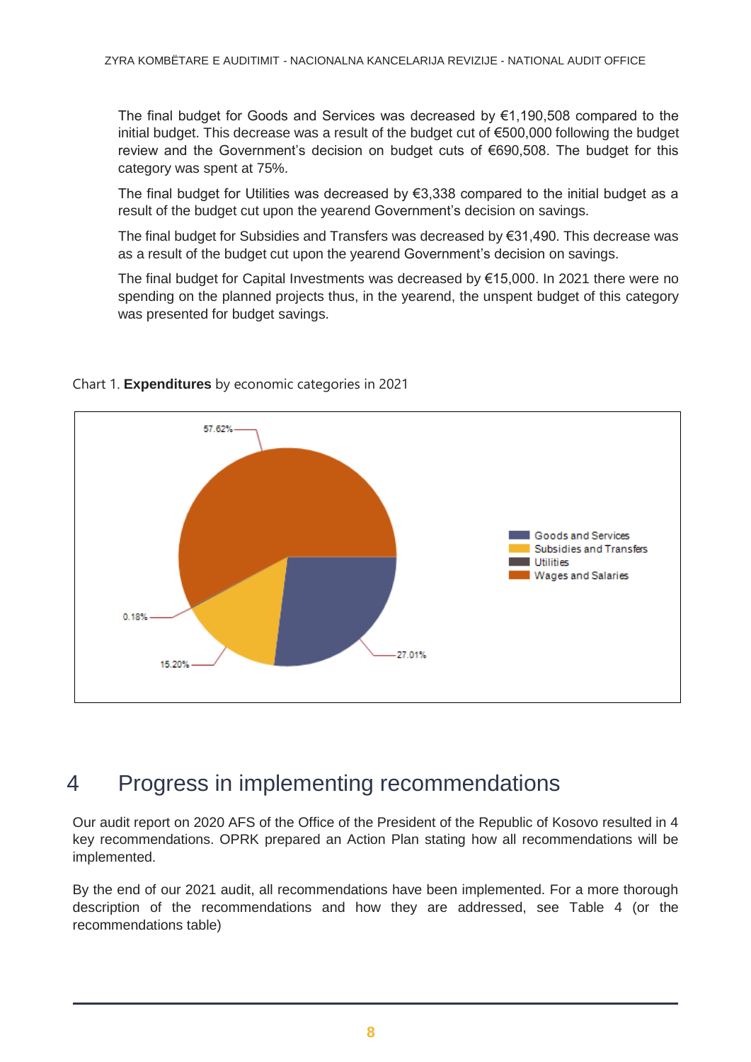The final budget for Goods and Services was decreased by €1,190,508 compared to the initial budget. This decrease was a result of the budget cut of €500,000 following the budget review and the Government's decision on budget cuts of €690,508. The budget for this category was spent at 75%.

The final budget for Utilities was decreased by €3,338 compared to the initial budget as a result of the budget cut upon the yearend Government's decision on savings.

The final budget for Subsidies and Transfers was decreased by €31,490. This decrease was as a result of the budget cut upon the yearend Government's decision on savings.

The final budget for Capital Investments was decreased by €15,000. In 2021 there were no spending on the planned projects thus, in the yearend, the unspent budget of this category was presented for budget savings.

Chart 1. **Expenditures** by economic categories in 2021

| Category | Share |
| --- | --- |
| Goods and Services | 27.01% |
| Subsidies and Transfers | 15.20% |
| Utilities | 0.18% |
| Wages and Salaries | 57.62% |

# 4 Progress in implementing recommendations

Our audit report on 2020 AFS of the Office of the President of the Republic of Kosovo resulted in 4 key recommendations. OPRK prepared an Action Plan stating how all recommendations will be implemented.

By the end of our 2021 audit, all recommendations have been implemented. For a more thorough description of the recommendations and how they are addressed, see Table 4 (or the recommendations table)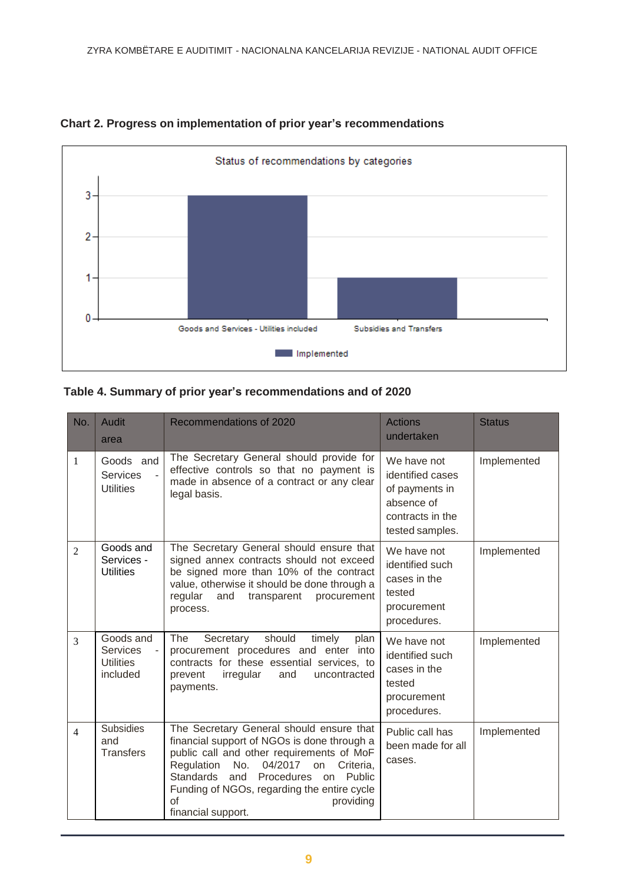**Chart 2. Progress on implementation of prior year's recommendations**

Status of recommendations by categories

| Category | Implemented |
| --- | --- |
| Goods and Services - Utilities included | 3 |
| Subsidies and Transfers | 1 |

**Table 4. Summary of prior year's recommendations and of 2020**

| No. | Audit area | Recommendations of 2020 | Actions undertaken | Status |
| --- | --- | --- | --- | --- |
| 1 | Goods and Services - Utilities | The Secretary General should provide for effective controls so that no payment is made in absence of a contract or any clear legal basis. | We have not identified cases of payments in absence of contracts in the tested samples. | Implemented |
| 2 | Goods and Services - Utilities | The Secretary General should ensure that signed annex contracts should not exceed be signed more than 10% of the contract value, otherwise it should be done through a regular and transparent procurement process. | We have not identified such cases in the tested procurement procedures. | Implemented |
| 3 | Goods and Services - Utilities included | The Secretary should timely plan procurement procedures and enter into contracts for these essential services, to prevent irregular and uncontracted payments. | We have not identified such cases in the tested procurement procedures. | Implemented |
| 4 | Subsidies and Transfers | The Secretary General should ensure that financial support of NGOs is done through a public call and other requirements of MoF Regulation No. 04/2017 on Criteria, Standards and Procedures on Public Funding of NGOs, regarding the entire cycle of providing financial support. | Public call has been made for all cases. | Implemented |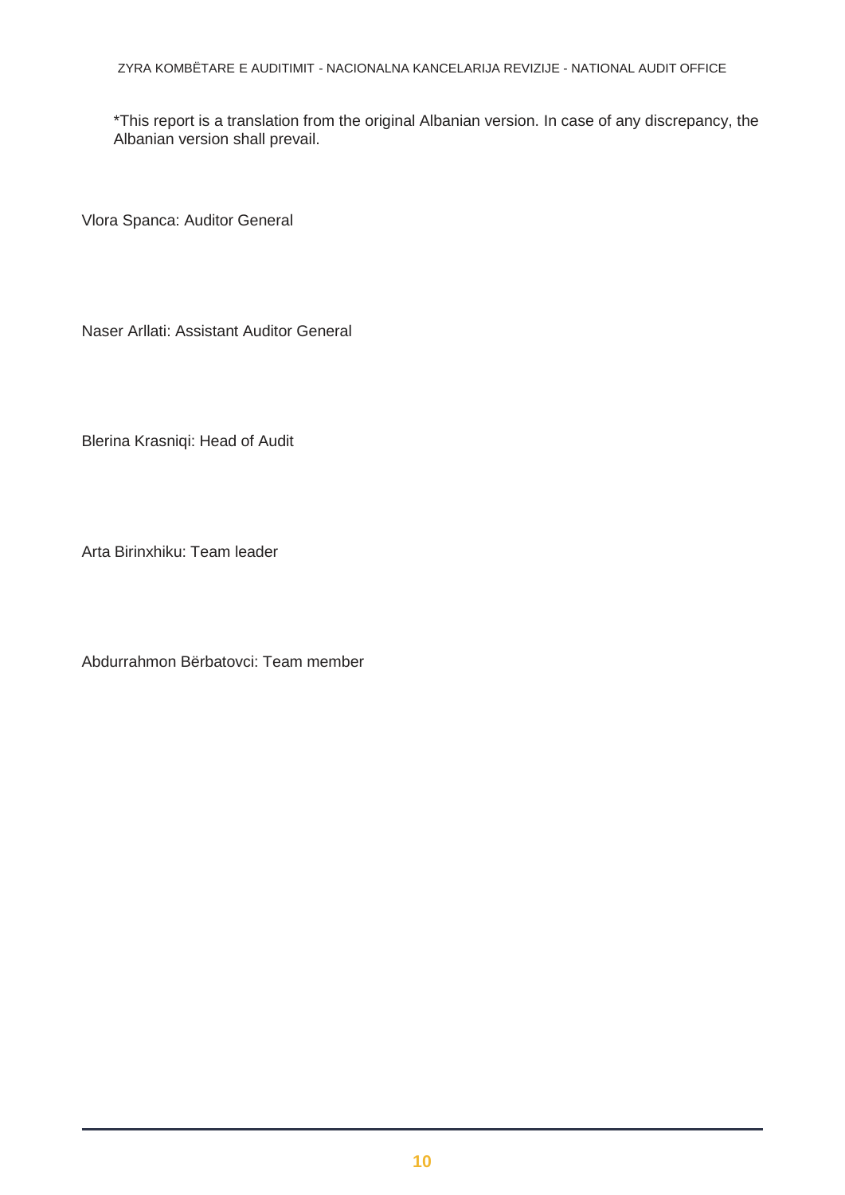*This report is a translation from the original Albanian version. In case of any discrepancy, the Albanian version shall prevail.

Vlora Spanca: Auditor General

Naser Arllati: Assistant Auditor General

Blerina Krasniqi: Head of Audit

Arta Birinxhiku: Team leader

Abdurrahmon Bërbatovci: Team member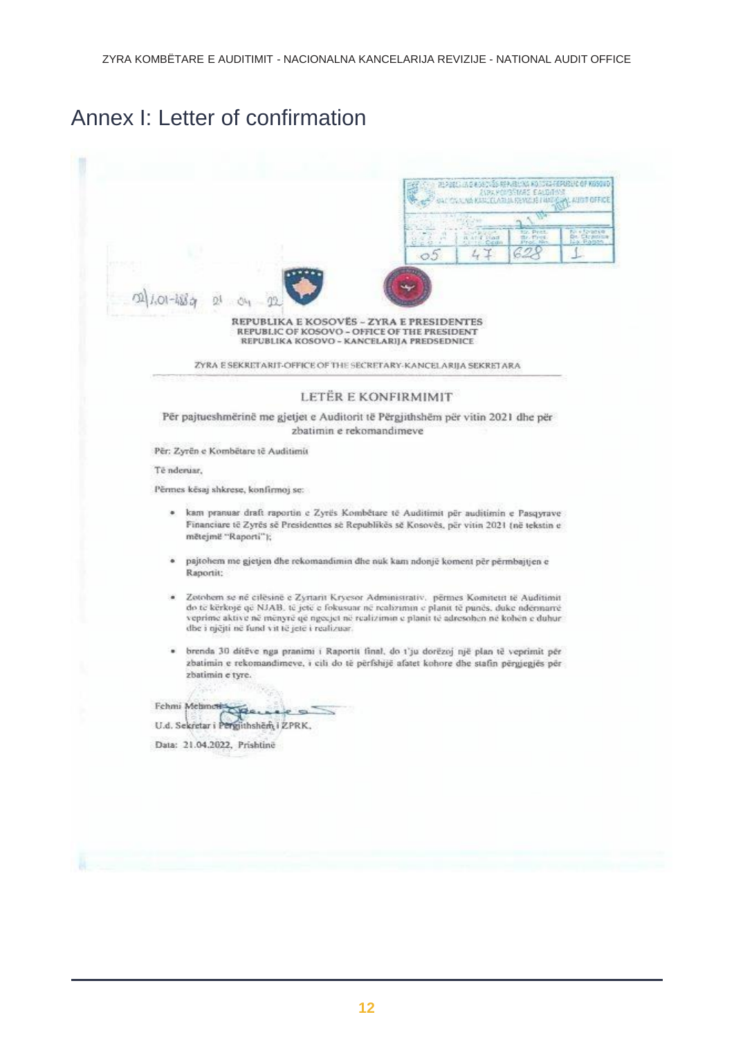# Annex I: Letter of confirmation

02/1.01-1884 21 04 22

REPUBLIKA E KOSOVËS – ZYRA E PRESIDENTES
REPUBLIC OF KOSOVO – OFFICE OF THE PRESIDENT
REPUBLIKA KOSOVO – KANCELARIJA PREDSEDNICE

ZYRA E SEKRETARIT-OFFICE OF THE SECRETARY-KANCELARIJA SEKRETARA

## LETËR E KONFIRMIMIT

Për pajtueshmërinë me gjetjet e Auditorit të Përgjithshëm për vitin 2021 dhe për zbatimin e rekomandimeve

Për: Zyrën e Kombëtare të Auditimit

Të nderuar,

Përmes kësaj shkrese, konfirmoj se:

- kam pranuar draft raportin e Zyrës Kombëtare të Auditimit për auditimin e Pasqyrave Financiare të Zyrës së Presidentes së Republikës së Kosovës, për vitin 2021 (në tekstin e mëtejmë "Raporti");
- pajtohem me gjetjen dhe rekomandimin dhe nuk kam ndonjë koment për përmbajtjen e Raportit;
- Zotohem se në cilësinë e Zyrtarit Kryesor Administrativ, përmes Komitetit të Auditimit do të kërkojë që NJAB, të jetë e fokusuar në realizimin e planit të punës, duke ndërmarrë veprime aktive në mënyrë që ngecjet në realizimin e planit të adresohen në kohën e duhur dhe i njëjti në fund vit të jetë i realizuar.
- brenda 30 ditëve nga pranimi i Raportit final, do t'ju dorëzoj një plan të veprimit për zbatimin e rekomandimeve, i cili do të përfshijë afatet kohore dhe stafin përgjegjës për zbatimin e tyre.

Fehmi Mehmeti

U.d. Sekretar i Përgjithshëm i ZPRK,

Data: 21.04.2022, Prishtinë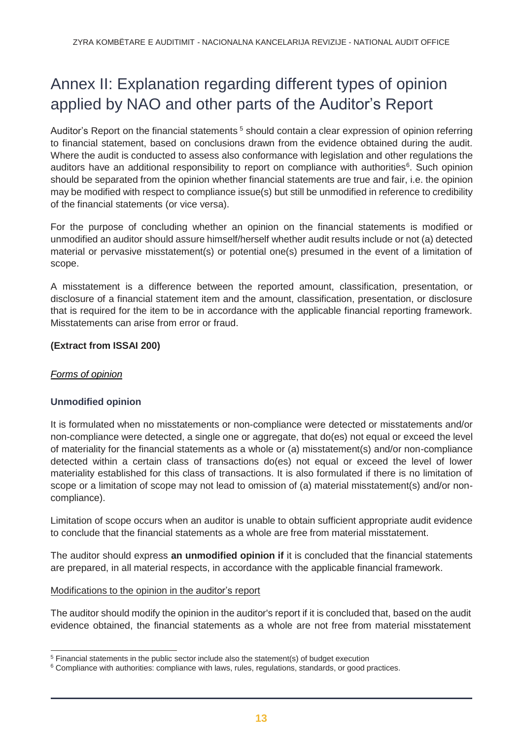# Annex II: Explanation regarding different types of opinion applied by NAO and other parts of the Auditor's Report

Auditor's Report on the financial statements [5] should contain a clear expression of opinion referring to financial statement, based on conclusions drawn from the evidence obtained during the audit. Where the audit is conducted to assess also conformance with legislation and other regulations the auditors have an additional responsibility to report on compliance with authorities[6]. Such opinion should be separated from the opinion whether financial statements are true and fair, i.e. the opinion may be modified with respect to compliance issue(s) but still be unmodified in reference to credibility of the financial statements (or vice versa).

For the purpose of concluding whether an opinion on the financial statements is modified or unmodified an auditor should assure himself/herself whether audit results include or not (a) detected material or pervasive misstatement(s) or potential one(s) presumed in the event of a limitation of scope.

A misstatement is a difference between the reported amount, classification, presentation, or disclosure of a financial statement item and the amount, classification, presentation, or disclosure that is required for the item to be in accordance with the applicable financial reporting framework. Misstatements can arise from error or fraud.

**(Extract from ISSAI 200)**

*Forms of opinion*

**Unmodified opinion**

It is formulated when no misstatements or non-compliance were detected or misstatements and/or non-compliance were detected, a single one or aggregate, that do(es) not equal or exceed the level of materiality for the financial statements as a whole or (a) misstatement(s) and/or non-compliance detected within a certain class of transactions do(es) not equal or exceed the level of lower materiality established for this class of transactions. It is also formulated if there is no limitation of scope or a limitation of scope may not lead to omission of (a) material misstatement(s) and/or non-compliance).

Limitation of scope occurs when an auditor is unable to obtain sufficient appropriate audit evidence to conclude that the financial statements as a whole are free from material misstatement.

The auditor should express **an unmodified opinion if** it is concluded that the financial statements are prepared, in all material respects, in accordance with the applicable financial framework.

Modifications to the opinion in the auditor's report

The auditor should modify the opinion in the auditor's report if it is concluded that, based on the audit evidence obtained, the financial statements as a whole are not free from material misstatement

---

[5] Financial statements in the public sector include also the statement(s) of budget execution

[6] Compliance with authorities: compliance with laws, rules, regulations, standards, or good practices.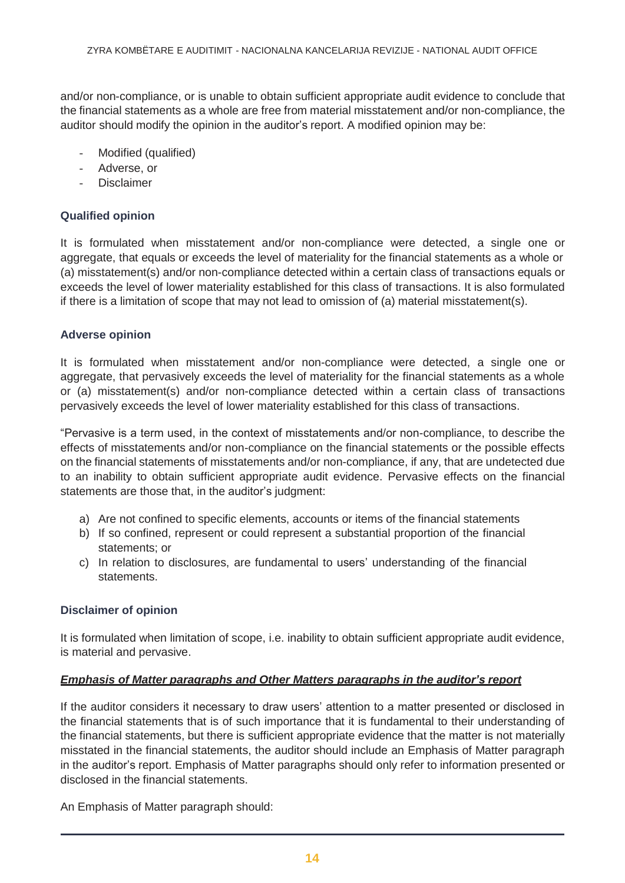and/or non-compliance, or is unable to obtain sufficient appropriate audit evidence to conclude that the financial statements as a whole are free from material misstatement and/or non-compliance, the auditor should modify the opinion in the auditor's report. A modified opinion may be:

- Modified (qualified)
- Adverse, or
- Disclaimer

**Qualified opinion**

It is formulated when misstatement and/or non-compliance were detected, a single one or aggregate, that equals or exceeds the level of materiality for the financial statements as a whole or (a) misstatement(s) and/or non-compliance detected within a certain class of transactions equals or exceeds the level of lower materiality established for this class of transactions. It is also formulated if there is a limitation of scope that may not lead to omission of (a) material misstatement(s).

**Adverse opinion**

It is formulated when misstatement and/or non-compliance were detected, a single one or aggregate, that pervasively exceeds the level of materiality for the financial statements as a whole or (a) misstatement(s) and/or non-compliance detected within a certain class of transactions pervasively exceeds the level of lower materiality established for this class of transactions.

"Pervasive is a term used, in the context of misstatements and/or non-compliance, to describe the effects of misstatements and/or non-compliance on the financial statements or the possible effects on the financial statements of misstatements and/or non-compliance, if any, that are undetected due to an inability to obtain sufficient appropriate audit evidence. Pervasive effects on the financial statements are those that, in the auditor's judgment:

a) Are not confined to specific elements, accounts or items of the financial statements
b) If so confined, represent or could represent a substantial proportion of the financial statements; or
c) In relation to disclosures, are fundamental to users' understanding of the financial statements.

**Disclaimer of opinion**

It is formulated when limitation of scope, i.e. inability to obtain sufficient appropriate audit evidence, is material and pervasive.

***Emphasis of Matter paragraphs and Other Matters paragraphs in the auditor's report***

If the auditor considers it necessary to draw users' attention to a matter presented or disclosed in the financial statements that is of such importance that it is fundamental to their understanding of the financial statements, but there is sufficient appropriate evidence that the matter is not materially misstated in the financial statements, the auditor should include an Emphasis of Matter paragraph in the auditor's report. Emphasis of Matter paragraphs should only refer to information presented or disclosed in the financial statements.

An Emphasis of Matter paragraph should: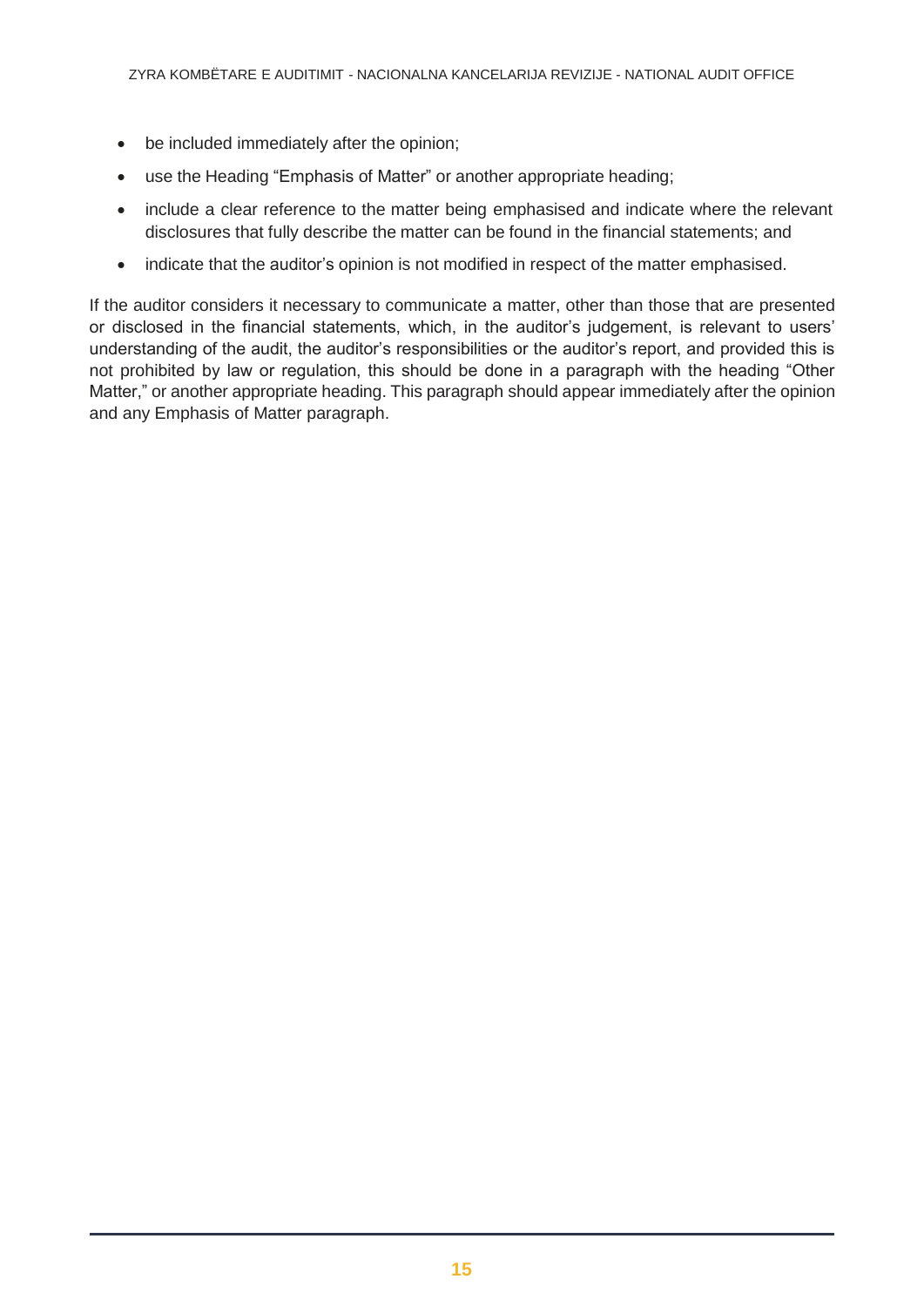- be included immediately after the opinion;
- use the Heading "Emphasis of Matter" or another appropriate heading;
- include a clear reference to the matter being emphasised and indicate where the relevant disclosures that fully describe the matter can be found in the financial statements; and
- indicate that the auditor's opinion is not modified in respect of the matter emphasised.

If the auditor considers it necessary to communicate a matter, other than those that are presented or disclosed in the financial statements, which, in the auditor's judgement, is relevant to users' understanding of the audit, the auditor's responsibilities or the auditor's report, and provided this is not prohibited by law or regulation, this should be done in a paragraph with the heading "Other Matter," or another appropriate heading. This paragraph should appear immediately after the opinion and any Emphasis of Matter paragraph.